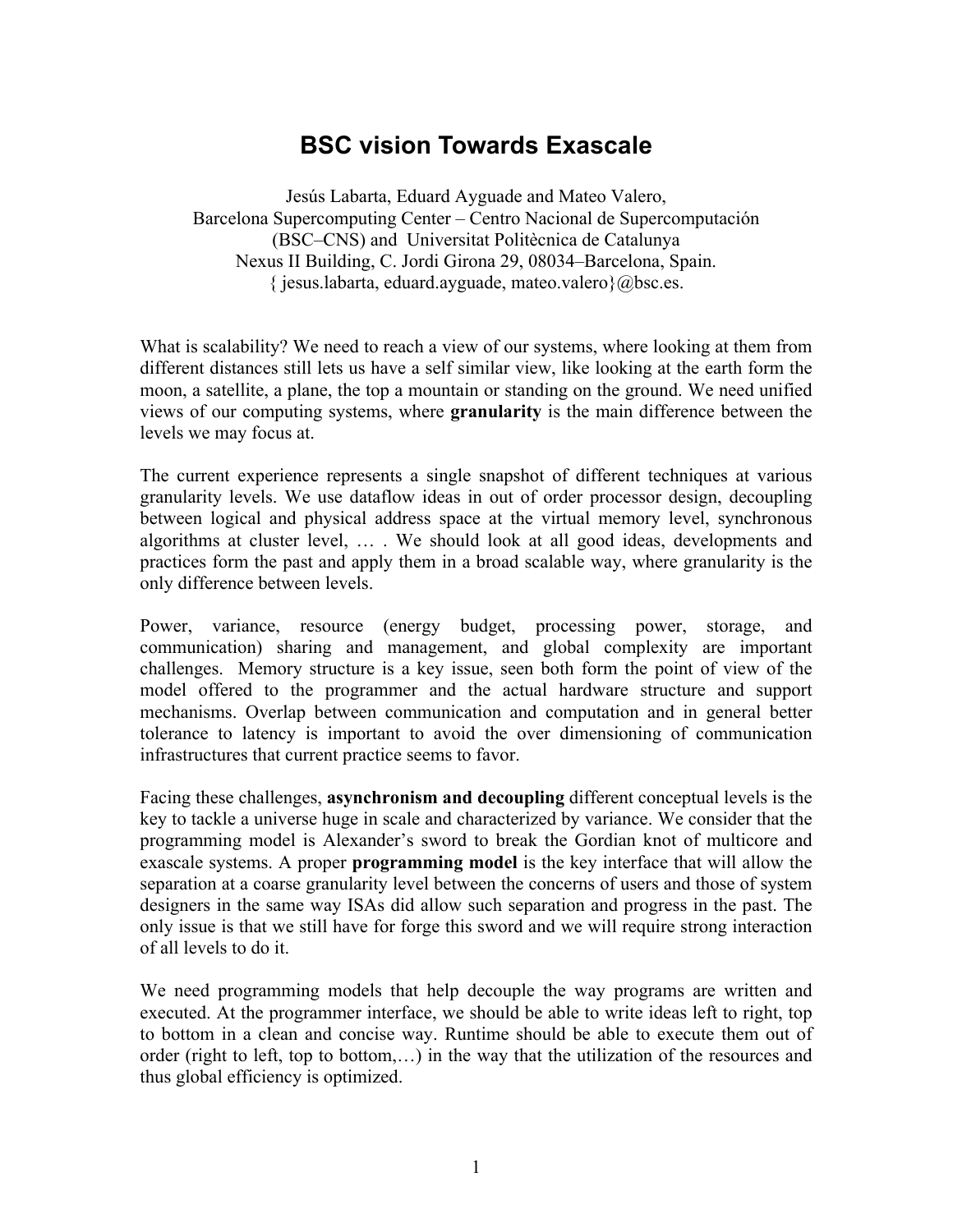# BSC vision Towards Exascale

Jesús Labarta, Eduard Ayguade and Mateo Valero,
Barcelona Supercomputing Center – Centro Nacional de Supercomputación (BSC–CNS) and Universitat Politècnica de Catalunya
Nexus II Building, C. Jordi Girona 29, 08034–Barcelona, Spain.
{ jesus.labarta, eduard.ayguade, mateo.valero}@bsc.es.

What is scalability? We need to reach a view of our systems, where looking at them from different distances still lets us have a self similar view, like looking at the earth form the moon, a satellite, a plane, the top a mountain or standing on the ground. We need unified views of our computing systems, where **granularity** is the main difference between the levels we may focus at.

The current experience represents a single snapshot of different techniques at various granularity levels. We use dataflow ideas in out of order processor design, decoupling between logical and physical address space at the virtual memory level, synchronous algorithms at cluster level, … . We should look at all good ideas, developments and practices form the past and apply them in a broad scalable way, where granularity is the only difference between levels.

Power, variance, resource (energy budget, processing power, storage, and communication) sharing and management, and global complexity are important challenges. Memory structure is a key issue, seen both form the point of view of the model offered to the programmer and the actual hardware structure and support mechanisms. Overlap between communication and computation and in general better tolerance to latency is important to avoid the over dimensioning of communication infrastructures that current practice seems to favor.

Facing these challenges, **asynchronism and decoupling** different conceptual levels is the key to tackle a universe huge in scale and characterized by variance. We consider that the programming model is Alexander's sword to break the Gordian knot of multicore and exascale systems. A proper **programming model** is the key interface that will allow the separation at a coarse granularity level between the concerns of users and those of system designers in the same way ISAs did allow such separation and progress in the past. The only issue is that we still have for forge this sword and we will require strong interaction of all levels to do it.

We need programming models that help decouple the way programs are written and executed. At the programmer interface, we should be able to write ideas left to right, top to bottom in a clean and concise way. Runtime should be able to execute them out of order (right to left, top to bottom,…) in the way that the utilization of the resources and thus global efficiency is optimized.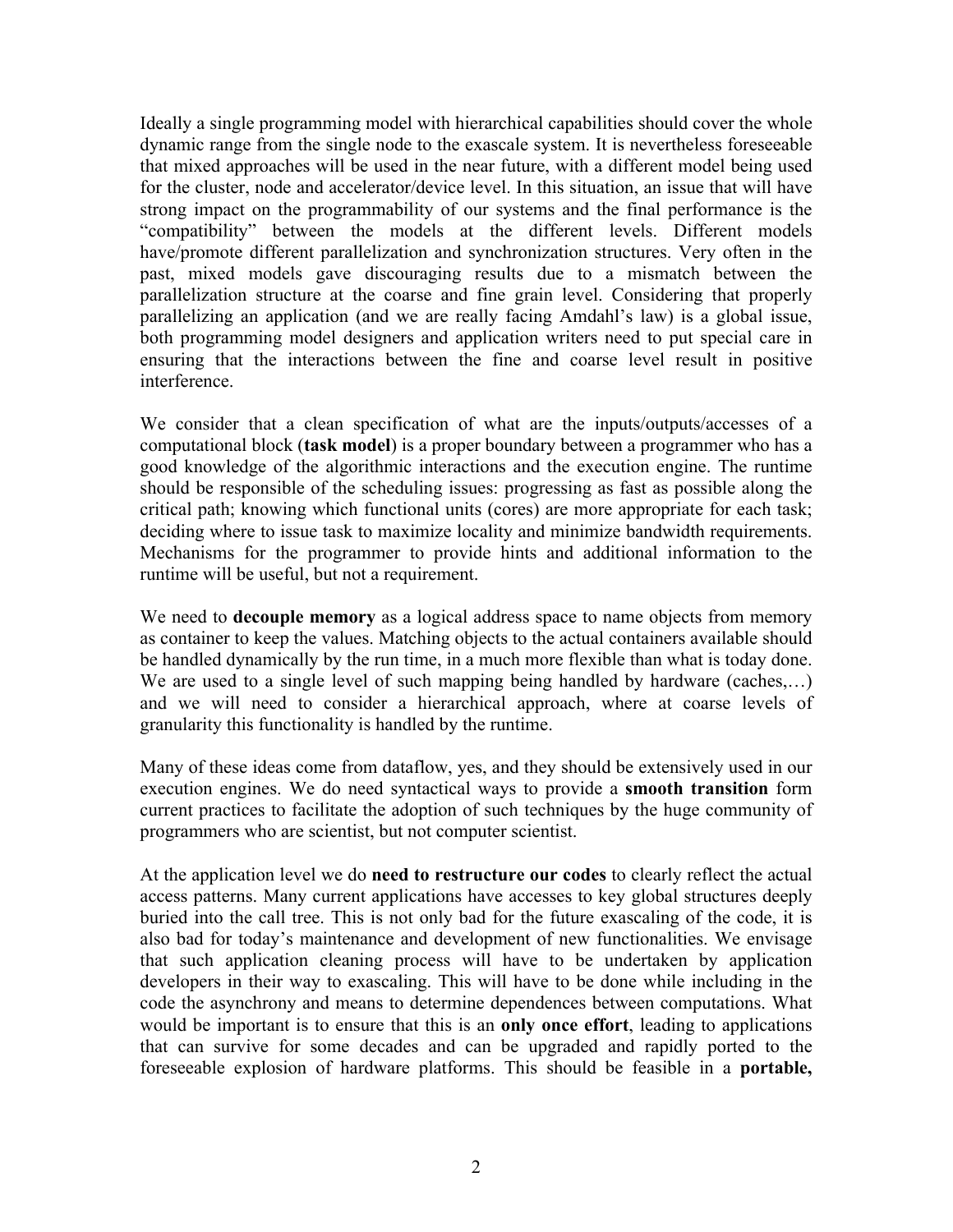Ideally a single programming model with hierarchical capabilities should cover the whole dynamic range from the single node to the exascale system. It is nevertheless foreseeable that mixed approaches will be used in the near future, with a different model being used for the cluster, node and accelerator/device level. In this situation, an issue that will have strong impact on the programmability of our systems and the final performance is the "compatibility" between the models at the different levels. Different models have/promote different parallelization and synchronization structures. Very often in the past, mixed models gave discouraging results due to a mismatch between the parallelization structure at the coarse and fine grain level. Considering that properly parallelizing an application (and we are really facing Amdahl's law) is a global issue, both programming model designers and application writers need to put special care in ensuring that the interactions between the fine and coarse level result in positive interference.

We consider that a clean specification of what are the inputs/outputs/accesses of a computational block (**task model**) is a proper boundary between a programmer who has a good knowledge of the algorithmic interactions and the execution engine. The runtime should be responsible of the scheduling issues: progressing as fast as possible along the critical path; knowing which functional units (cores) are more appropriate for each task; deciding where to issue task to maximize locality and minimize bandwidth requirements. Mechanisms for the programmer to provide hints and additional information to the runtime will be useful, but not a requirement.

We need to **decouple memory** as a logical address space to name objects from memory as container to keep the values. Matching objects to the actual containers available should be handled dynamically by the run time, in a much more flexible than what is today done. We are used to a single level of such mapping being handled by hardware (caches,…) and we will need to consider a hierarchical approach, where at coarse levels of granularity this functionality is handled by the runtime.

Many of these ideas come from dataflow, yes, and they should be extensively used in our execution engines. We do need syntactical ways to provide a **smooth transition** form current practices to facilitate the adoption of such techniques by the huge community of programmers who are scientist, but not computer scientist.

At the application level we do **need to restructure our codes** to clearly reflect the actual access patterns. Many current applications have accesses to key global structures deeply buried into the call tree. This is not only bad for the future exascaling of the code, it is also bad for today's maintenance and development of new functionalities. We envisage that such application cleaning process will have to be undertaken by application developers in their way to exascaling. This will have to be done while including in the code the asynchrony and means to determine dependences between computations. What would be important is to ensure that this is an **only once effort**, leading to applications that can survive for some decades and can be upgraded and rapidly ported to the foreseeable explosion of hardware platforms. This should be feasible in a **portable,**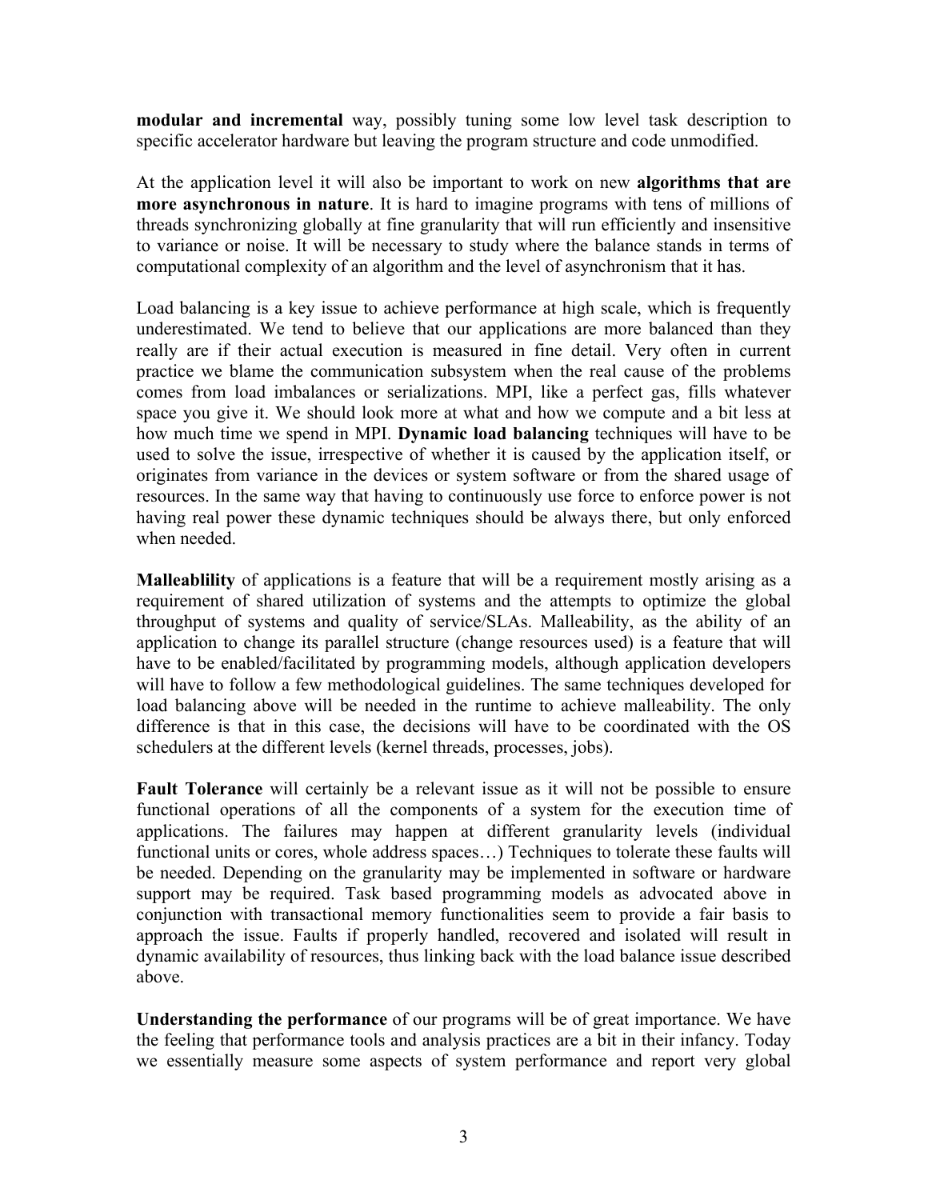**modular and incremental** way, possibly tuning some low level task description to specific accelerator hardware but leaving the program structure and code unmodified.

At the application level it will also be important to work on new **algorithms that are more asynchronous in nature**. It is hard to imagine programs with tens of millions of threads synchronizing globally at fine granularity that will run efficiently and insensitive to variance or noise. It will be necessary to study where the balance stands in terms of computational complexity of an algorithm and the level of asynchronism that it has.

Load balancing is a key issue to achieve performance at high scale, which is frequently underestimated. We tend to believe that our applications are more balanced than they really are if their actual execution is measured in fine detail. Very often in current practice we blame the communication subsystem when the real cause of the problems comes from load imbalances or serializations. MPI, like a perfect gas, fills whatever space you give it. We should look more at what and how we compute and a bit less at how much time we spend in MPI. **Dynamic load balancing** techniques will have to be used to solve the issue, irrespective of whether it is caused by the application itself, or originates from variance in the devices or system software or from the shared usage of resources. In the same way that having to continuously use force to enforce power is not having real power these dynamic techniques should be always there, but only enforced when needed.

**Malleablility** of applications is a feature that will be a requirement mostly arising as a requirement of shared utilization of systems and the attempts to optimize the global throughput of systems and quality of service/SLAs. Malleability, as the ability of an application to change its parallel structure (change resources used) is a feature that will have to be enabled/facilitated by programming models, although application developers will have to follow a few methodological guidelines. The same techniques developed for load balancing above will be needed in the runtime to achieve malleability. The only difference is that in this case, the decisions will have to be coordinated with the OS schedulers at the different levels (kernel threads, processes, jobs).

**Fault Tolerance** will certainly be a relevant issue as it will not be possible to ensure functional operations of all the components of a system for the execution time of applications. The failures may happen at different granularity levels (individual functional units or cores, whole address spaces…) Techniques to tolerate these faults will be needed. Depending on the granularity may be implemented in software or hardware support may be required. Task based programming models as advocated above in conjunction with transactional memory functionalities seem to provide a fair basis to approach the issue. Faults if properly handled, recovered and isolated will result in dynamic availability of resources, thus linking back with the load balance issue described above.

**Understanding the performance** of our programs will be of great importance. We have the feeling that performance tools and analysis practices are a bit in their infancy. Today we essentially measure some aspects of system performance and report very global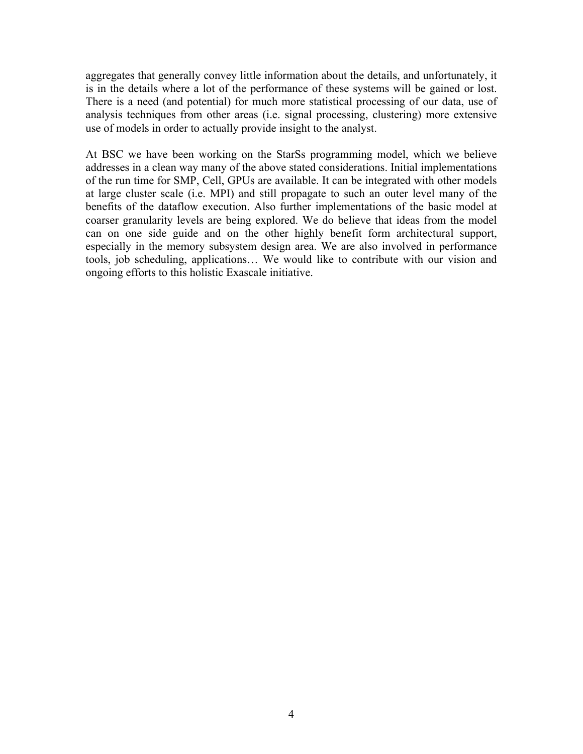aggregates that generally convey little information about the details, and unfortunately, it is in the details where a lot of the performance of these systems will be gained or lost. There is a need (and potential) for much more statistical processing of our data, use of analysis techniques from other areas (i.e. signal processing, clustering) more extensive use of models in order to actually provide insight to the analyst.

At BSC we have been working on the StarSs programming model, which we believe addresses in a clean way many of the above stated considerations. Initial implementations of the run time for SMP, Cell, GPUs are available. It can be integrated with other models at large cluster scale (i.e. MPI) and still propagate to such an outer level many of the benefits of the dataflow execution. Also further implementations of the basic model at coarser granularity levels are being explored. We do believe that ideas from the model can on one side guide and on the other highly benefit form architectural support, especially in the memory subsystem design area. We are also involved in performance tools, job scheduling, applications… We would like to contribute with our vision and ongoing efforts to this holistic Exascale initiative.